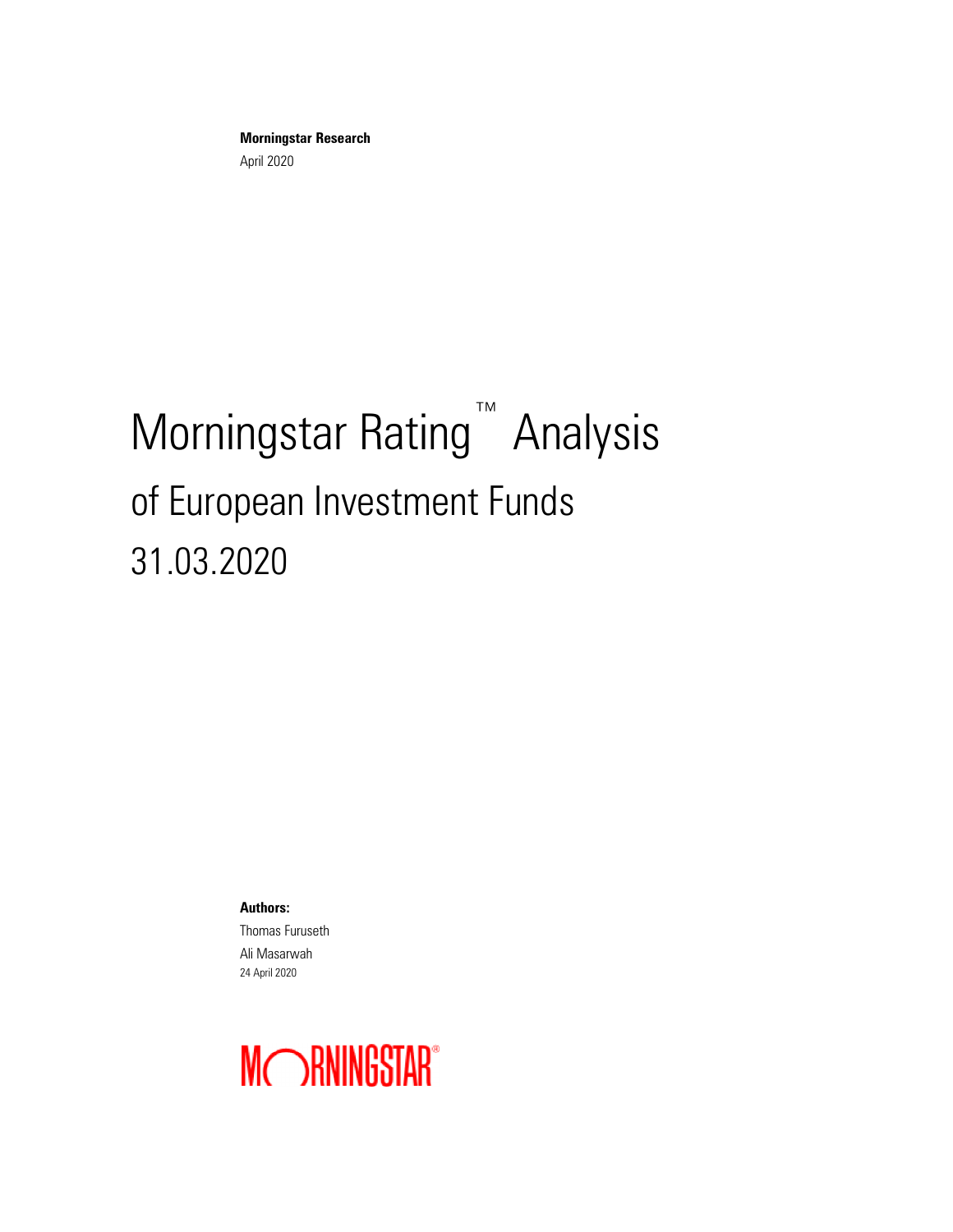**Morningstar Research**

April 2020

# Morningstar Rating™ Analysis

## of European Investment Funds

## 31.03.2020

**Authors:**

Thomas Furuseth

Ali Masarwah

24 April 2020

MORNINGSTAR®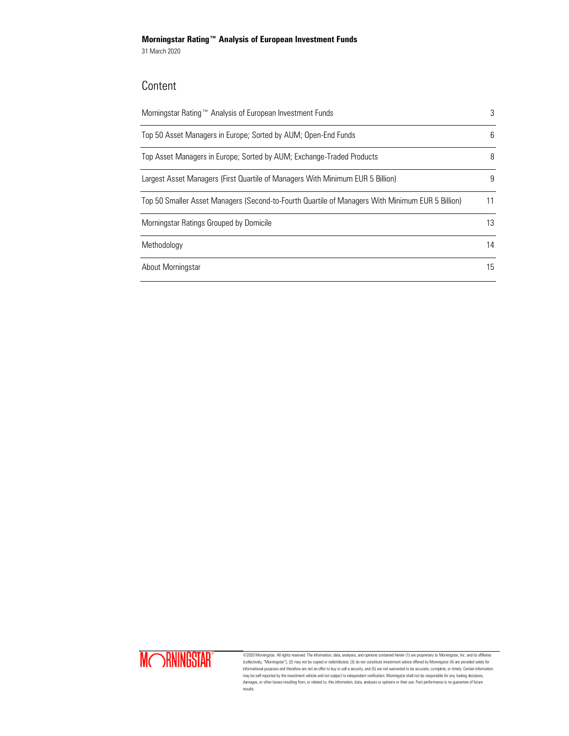## Content

| | |
|---|---|
| Morningstar Rating™ Analysis of European Investment Funds | 3 |
| Top 50 Asset Managers in Europe; Sorted by AUM; Open-End Funds | 6 |
| Top Asset Managers in Europe; Sorted by AUM; Exchange-Traded Products | 8 |
| Largest Asset Managers (First Quartile of Managers With Minimum EUR 5 Billion) | 9 |
| Top 50 Smaller Asset Managers (Second-to-Fourth Quartile of Managers With Minimum EUR 5 Billion) | 11 |
| Morningstar Ratings Grouped by Domicile | 13 |
| Methodology | 14 |
| About Morningstar | 15 |

©2020 Morningstar. All rights reserved. The information, data, analyses, and opinions contained herein (1) are proprietary to Morningstar, Inc. and its affiliates (collectively, "Morningstar"), (2) may not be copied or redistributed, (3) do not constitute investment advice offered by Morningstar (4) are provided solely for informational purposes and therefore are not an offer to buy or sell a security, and (5) are not warranted to be accurate, complete, or timely. Certain information may be self-reported by the investment vehicle and not subject to independent verification. Morningstar shall not be responsible for any trading decisions, damages, or other losses resulting from, or related to, this information, data, analyses or opinions or their use. Past performance is no guarantee of future results.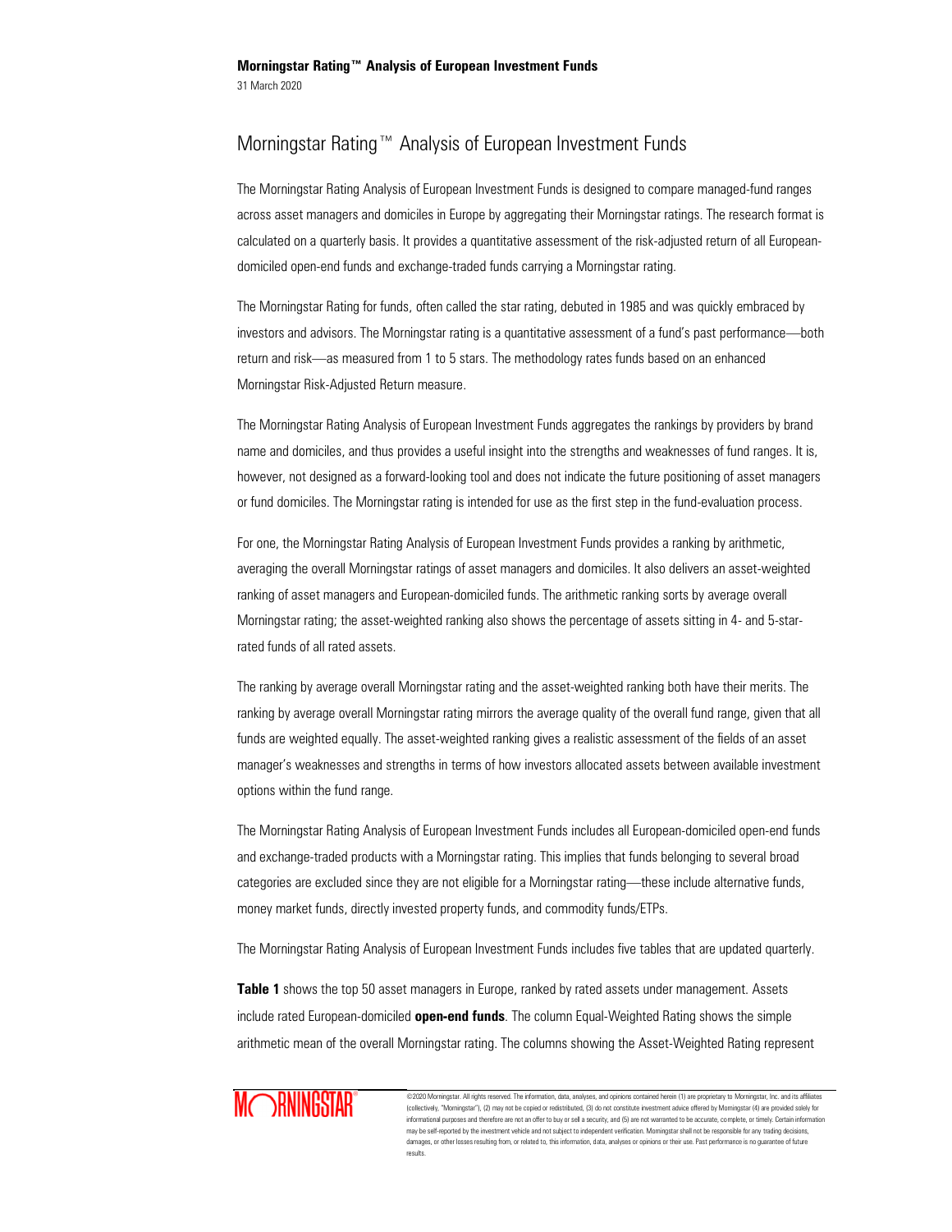# Morningstar Rating™ Analysis of European Investment Funds

The Morningstar Rating Analysis of European Investment Funds is designed to compare managed-fund ranges across asset managers and domiciles in Europe by aggregating their Morningstar ratings. The research format is calculated on a quarterly basis. It provides a quantitative assessment of the risk-adjusted return of all European-domiciled open-end funds and exchange-traded funds carrying a Morningstar rating.

The Morningstar Rating for funds, often called the star rating, debuted in 1985 and was quickly embraced by investors and advisors. The Morningstar rating is a quantitative assessment of a fund's past performance—both return and risk—as measured from 1 to 5 stars. The methodology rates funds based on an enhanced Morningstar Risk-Adjusted Return measure.

The Morningstar Rating Analysis of European Investment Funds aggregates the rankings by providers by brand name and domiciles, and thus provides a useful insight into the strengths and weaknesses of fund ranges. It is, however, not designed as a forward-looking tool and does not indicate the future positioning of asset managers or fund domiciles. The Morningstar rating is intended for use as the first step in the fund-evaluation process.

For one, the Morningstar Rating Analysis of European Investment Funds provides a ranking by arithmetic, averaging the overall Morningstar ratings of asset managers and domiciles. It also delivers an asset-weighted ranking of asset managers and European-domiciled funds. The arithmetic ranking sorts by average overall Morningstar rating; the asset-weighted ranking also shows the percentage of assets sitting in 4- and 5-star-rated funds of all rated assets.

The ranking by average overall Morningstar rating and the asset-weighted ranking both have their merits. The ranking by average overall Morningstar rating mirrors the average quality of the overall fund range, given that all funds are weighted equally. The asset-weighted ranking gives a realistic assessment of the fields of an asset manager's weaknesses and strengths in terms of how investors allocated assets between available investment options within the fund range.

The Morningstar Rating Analysis of European Investment Funds includes all European-domiciled open-end funds and exchange-traded products with a Morningstar rating. This implies that funds belonging to several broad categories are excluded since they are not eligible for a Morningstar rating—these include alternative funds, money market funds, directly invested property funds, and commodity funds/ETPs.

The Morningstar Rating Analysis of European Investment Funds includes five tables that are updated quarterly.

**Table 1** shows the top 50 asset managers in Europe, ranked by rated assets under management. Assets include rated European-domiciled **open-end funds**. The column Equal-Weighted Rating shows the simple arithmetic mean of the overall Morningstar rating. The columns showing the Asset-Weighted Rating represent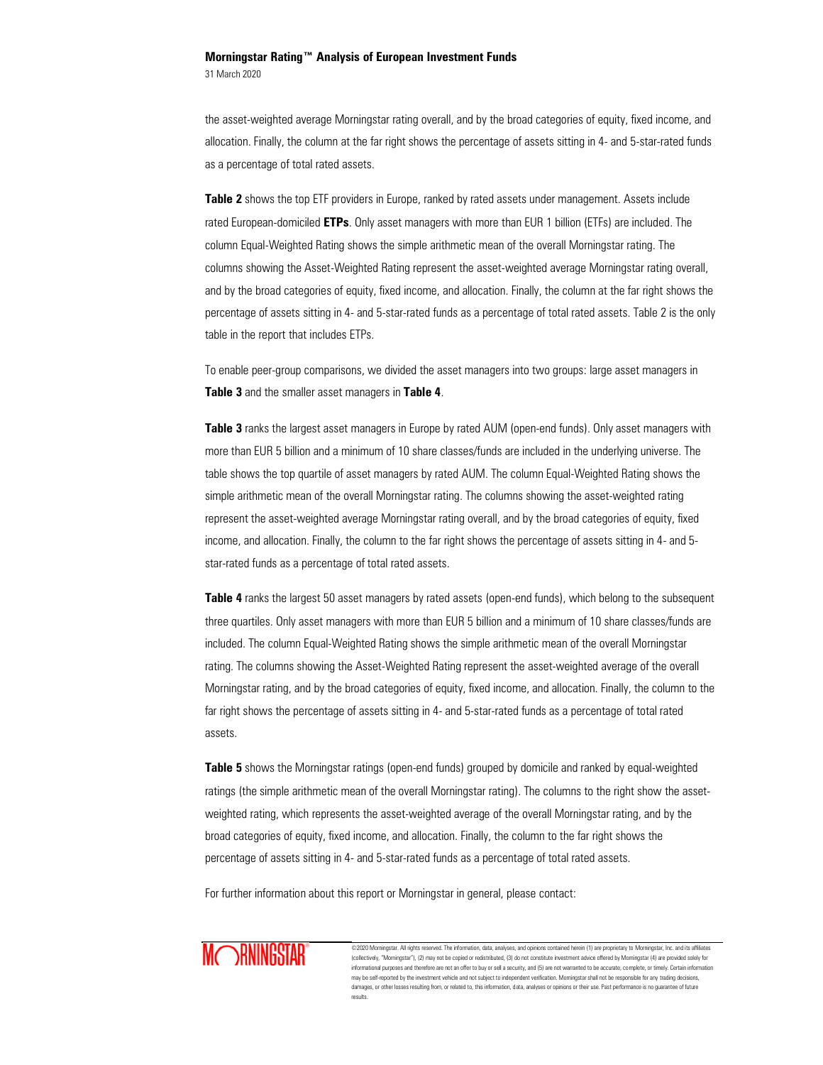the asset-weighted average Morningstar rating overall, and by the broad categories of equity, fixed income, and allocation. Finally, the column at the far right shows the percentage of assets sitting in 4- and 5-star-rated funds as a percentage of total rated assets.

**Table 2** shows the top ETF providers in Europe, ranked by rated assets under management. Assets include rated European-domiciled **ETPs**. Only asset managers with more than EUR 1 billion (ETFs) are included. The column Equal-Weighted Rating shows the simple arithmetic mean of the overall Morningstar rating. The columns showing the Asset-Weighted Rating represent the asset-weighted average Morningstar rating overall, and by the broad categories of equity, fixed income, and allocation. Finally, the column at the far right shows the percentage of assets sitting in 4- and 5-star-rated funds as a percentage of total rated assets. Table 2 is the only table in the report that includes ETPs.

To enable peer-group comparisons, we divided the asset managers into two groups: large asset managers in **Table 3** and the smaller asset managers in **Table 4**.

**Table 3** ranks the largest asset managers in Europe by rated AUM (open-end funds). Only asset managers with more than EUR 5 billion and a minimum of 10 share classes/funds are included in the underlying universe. The table shows the top quartile of asset managers by rated AUM. The column Equal-Weighted Rating shows the simple arithmetic mean of the overall Morningstar rating. The columns showing the asset-weighted rating represent the asset-weighted average Morningstar rating overall, and by the broad categories of equity, fixed income, and allocation. Finally, the column to the far right shows the percentage of assets sitting in 4- and 5-star-rated funds as a percentage of total rated assets.

**Table 4** ranks the largest 50 asset managers by rated assets (open-end funds), which belong to the subsequent three quartiles. Only asset managers with more than EUR 5 billion and a minimum of 10 share classes/funds are included. The column Equal-Weighted Rating shows the simple arithmetic mean of the overall Morningstar rating. The columns showing the Asset-Weighted Rating represent the asset-weighted average of the overall Morningstar rating, and by the broad categories of equity, fixed income, and allocation. Finally, the column to the far right shows the percentage of assets sitting in 4- and 5-star-rated funds as a percentage of total rated assets.

**Table 5** shows the Morningstar ratings (open-end funds) grouped by domicile and ranked by equal-weighted ratings (the simple arithmetic mean of the overall Morningstar rating). The columns to the right show the asset-weighted rating, which represents the asset-weighted average of the overall Morningstar rating, and by the broad categories of equity, fixed income, and allocation. Finally, the column to the far right shows the percentage of assets sitting in 4- and 5-star-rated funds as a percentage of total rated assets.

For further information about this report or Morningstar in general, please contact: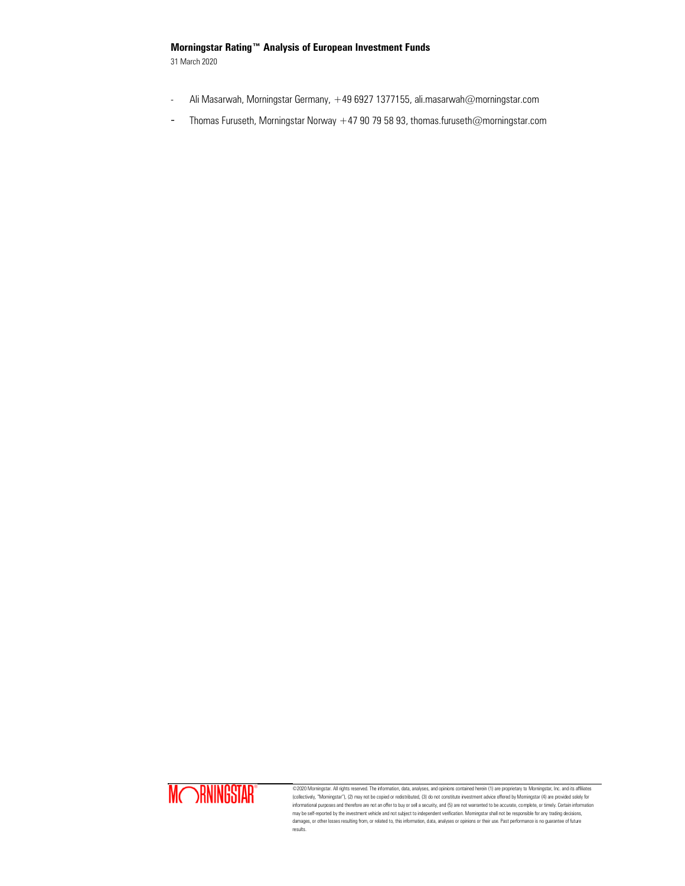- Ali Masarwah, Morningstar Germany, +49 6927 1377155, ali.masarwah@morningstar.com
- Thomas Furuseth, Morningstar Norway +47 90 79 58 93, thomas.furuseth@morningstar.com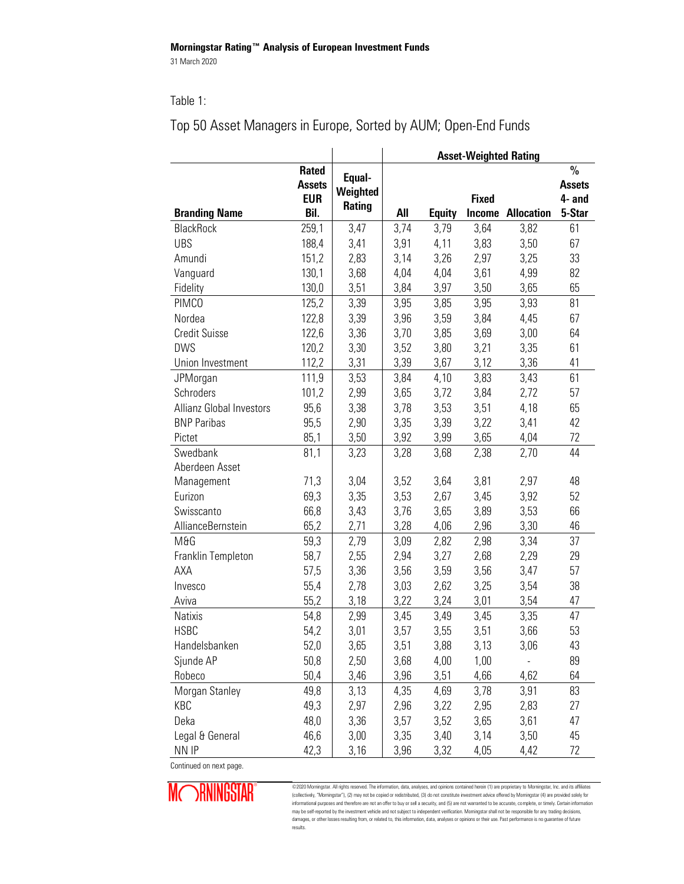Table 1:

Top 50 Asset Managers in Europe, Sorted by AUM; Open-End Funds

| | | | Asset-Weighted Rating | | | | |
|---|---|---|---|---|---|---|---|
| **Branding Name** | **Rated Assets EUR Bil.** | **Equal-Weighted Rating** | **All** | **Equity** | **Fixed Income** | **Allocation** | **% Assets 4- and 5-Star** |
| BlackRock | 259,1 | 3,47 | 3,74 | 3,79 | 3,64 | 3,82 | 61 |
| UBS | 188,4 | 3,41 | 3,91 | 4,11 | 3,83 | 3,50 | 67 |
| Amundi | 151,2 | 2,83 | 3,14 | 3,26 | 2,97 | 3,25 | 33 |
| Vanguard | 130,1 | 3,68 | 4,04 | 4,04 | 3,61 | 4,99 | 82 |
| Fidelity | 130,0 | 3,51 | 3,84 | 3,97 | 3,50 | 3,65 | 65 |
| PIMCO | 125,2 | 3,39 | 3,95 | 3,85 | 3,95 | 3,93 | 81 |
| Nordea | 122,8 | 3,39 | 3,96 | 3,59 | 3,84 | 4,45 | 67 |
| Credit Suisse | 122,6 | 3,36 | 3,70 | 3,85 | 3,69 | 3,00 | 64 |
| DWS | 120,2 | 3,30 | 3,52 | 3,80 | 3,21 | 3,35 | 61 |
| Union Investment | 112,2 | 3,31 | 3,39 | 3,67 | 3,12 | 3,36 | 41 |
| JPMorgan | 111,9 | 3,53 | 3,84 | 4,10 | 3,83 | 3,43 | 61 |
| Schroders | 101,2 | 2,99 | 3,65 | 3,72 | 3,84 | 2,72 | 57 |
| Allianz Global Investors | 95,6 | 3,38 | 3,78 | 3,53 | 3,51 | 4,18 | 65 |
| BNP Paribas | 95,5 | 2,90 | 3,35 | 3,39 | 3,22 | 3,41 | 42 |
| Pictet | 85,1 | 3,50 | 3,92 | 3,99 | 3,65 | 4,04 | 72 |
| Swedbank | 81,1 | 3,23 | 3,28 | 3,68 | 2,38 | 2,70 | 44 |
| Aberdeen Asset Management | 71,3 | 3,04 | 3,52 | 3,64 | 3,81 | 2,97 | 48 |
| Eurizon | 69,3 | 3,35 | 3,53 | 2,67 | 3,45 | 3,92 | 52 |
| Swisscanto | 66,8 | 3,43 | 3,76 | 3,65 | 3,89 | 3,53 | 66 |
| AllianceBernstein | 65,2 | 2,71 | 3,28 | 4,06 | 2,96 | 3,30 | 46 |
| M&G | 59,3 | 2,79 | 3,09 | 2,82 | 2,98 | 3,34 | 37 |
| Franklin Templeton | 58,7 | 2,55 | 2,94 | 3,27 | 2,68 | 2,29 | 29 |
| AXA | 57,5 | 3,36 | 3,56 | 3,59 | 3,56 | 3,47 | 57 |
| Invesco | 55,4 | 2,78 | 3,03 | 2,62 | 3,25 | 3,54 | 38 |
| Aviva | 55,2 | 3,18 | 3,22 | 3,24 | 3,01 | 3,54 | 47 |
| Natixis | 54,8 | 2,99 | 3,45 | 3,49 | 3,45 | 3,35 | 47 |
| HSBC | 54,2 | 3,01 | 3,57 | 3,55 | 3,51 | 3,66 | 53 |
| Handelsbanken | 52,0 | 3,65 | 3,51 | 3,88 | 3,13 | 3,06 | 43 |
| Sjunde AP | 50,8 | 2,50 | 3,68 | 4,00 | 1,00 | - | 89 |
| Robeco | 50,4 | 3,46 | 3,96 | 3,51 | 4,66 | 4,62 | 64 |
| Morgan Stanley | 49,8 | 3,13 | 4,35 | 4,69 | 3,78 | 3,91 | 83 |
| KBC | 49,3 | 2,97 | 2,96 | 3,22 | 2,95 | 2,83 | 27 |
| Deka | 48,0 | 3,36 | 3,57 | 3,52 | 3,65 | 3,61 | 47 |
| Legal & General | 46,6 | 3,00 | 3,35 | 3,40 | 3,14 | 3,50 | 45 |
| NN IP | 42,3 | 3,16 | 3,96 | 3,32 | 4,05 | 4,42 | 72 |

Continued on next page.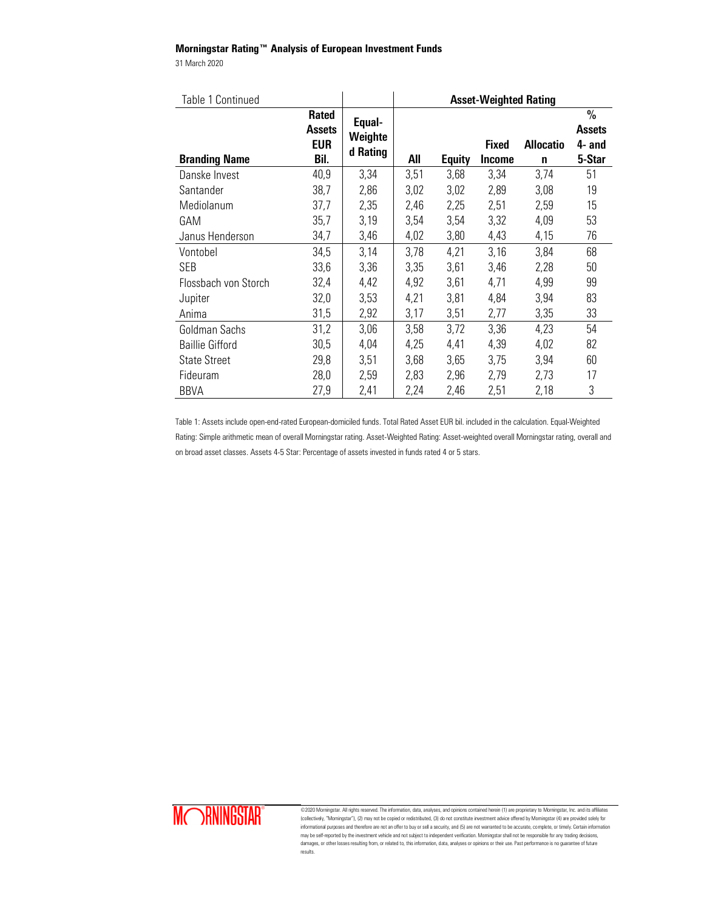Table 1 Continued

| Branding Name | Rated Assets EUR Bil. | Equal-Weighted Rating | Asset-Weighted Rating | | | | |
|---|---|---|---|---|---|---|---|
| | | | All | Equity | Fixed Income | Allocation | % Assets 4- and 5-Star |
| Danske Invest | 40,9 | 3,34 | 3,51 | 3,68 | 3,34 | 3,74 | 51 |
| Santander | 38,7 | 2,86 | 3,02 | 3,02 | 2,89 | 3,08 | 19 |
| Mediolanum | 37,7 | 2,35 | 2,46 | 2,25 | 2,51 | 2,59 | 15 |
| GAM | 35,7 | 3,19 | 3,54 | 3,54 | 3,32 | 4,09 | 53 |
| Janus Henderson | 34,7 | 3,46 | 4,02 | 3,80 | 4,43 | 4,15 | 76 |
| Vontobel | 34,5 | 3,14 | 3,78 | 4,21 | 3,16 | 3,84 | 68 |
| SEB | 33,6 | 3,36 | 3,35 | 3,61 | 3,46 | 2,28 | 50 |
| Flossbach von Storch | 32,4 | 4,42 | 4,92 | 3,61 | 4,71 | 4,99 | 99 |
| Jupiter | 32,0 | 3,53 | 4,21 | 3,81 | 4,84 | 3,94 | 83 |
| Anima | 31,5 | 2,92 | 3,17 | 3,51 | 2,77 | 3,35 | 33 |
| Goldman Sachs | 31,2 | 3,06 | 3,58 | 3,72 | 3,36 | 4,23 | 54 |
| Baillie Gifford | 30,5 | 4,04 | 4,25 | 4,41 | 4,39 | 4,02 | 82 |
| State Street | 29,8 | 3,51 | 3,68 | 3,65 | 3,75 | 3,94 | 60 |
| Fideuram | 28,0 | 2,59 | 2,83 | 2,96 | 2,79 | 2,73 | 17 |
| BBVA | 27,9 | 2,41 | 2,24 | 2,46 | 2,51 | 2,18 | 3 |

Table 1: Assets include open-end-rated European-domiciled funds. Total Rated Asset EUR bil. included in the calculation. Equal-Weighted Rating: Simple arithmetic mean of overall Morningstar rating. Asset-Weighted Rating: Asset-weighted overall Morningstar rating, overall and on broad asset classes. Assets 4-5 Star: Percentage of assets invested in funds rated 4 or 5 stars.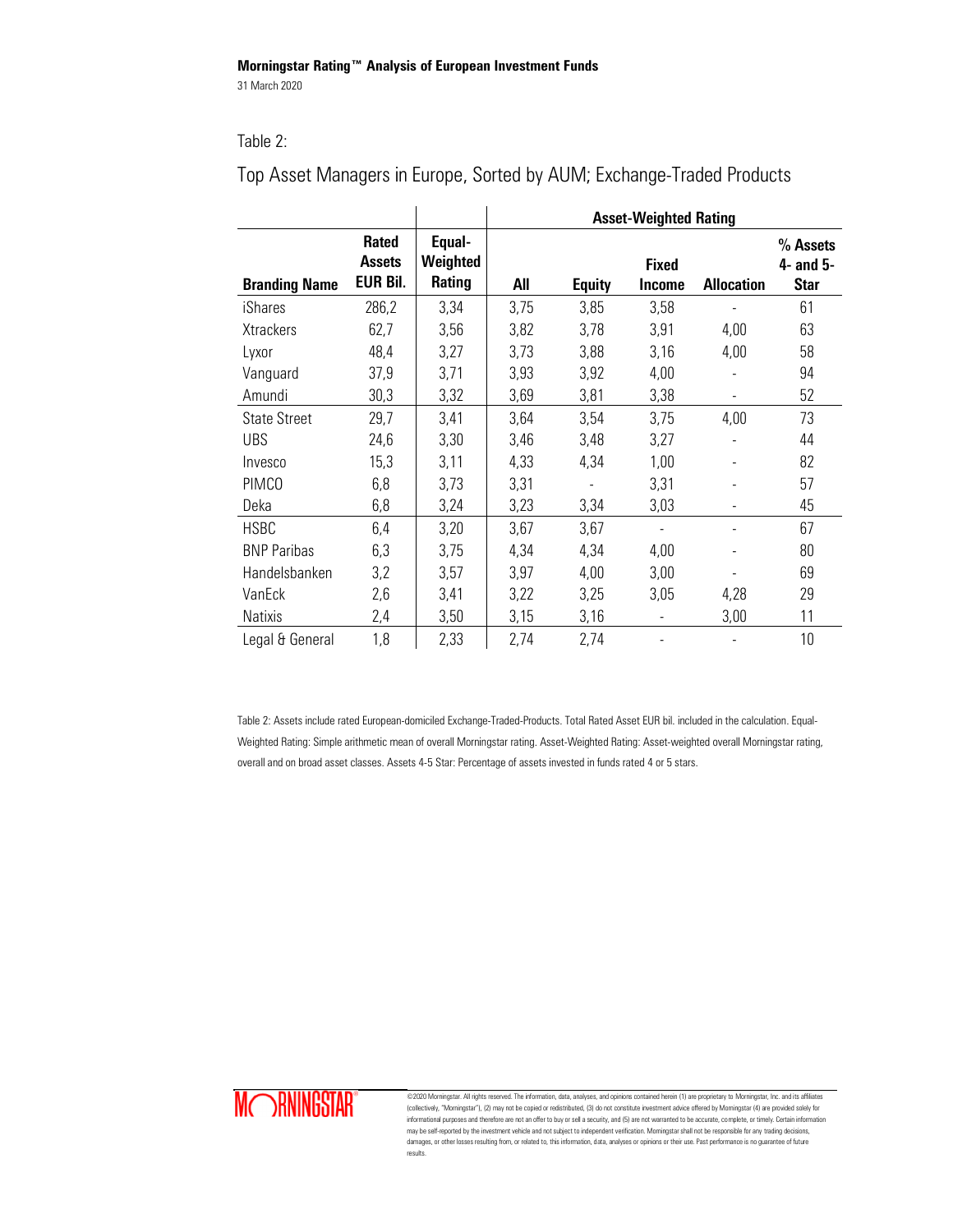Table 2:

## Top Asset Managers in Europe, Sorted by AUM; Exchange-Traded Products

| | | | Asset-Weighted Rating | | | | |
|---|---|---|---|---|---|---|---|
| Branding Name | Rated Assets EUR Bil. | Equal-Weighted Rating | All | Equity | Fixed Income | Allocation | % Assets 4- and 5-Star |
| iShares | 286,2 | 3,34 | 3,75 | 3,85 | 3,58 | - | 61 |
| Xtrackers | 62,7 | 3,56 | 3,82 | 3,78 | 3,91 | 4,00 | 63 |
| Lyxor | 48,4 | 3,27 | 3,73 | 3,88 | 3,16 | 4,00 | 58 |
| Vanguard | 37,9 | 3,71 | 3,93 | 3,92 | 4,00 | - | 94 |
| Amundi | 30,3 | 3,32 | 3,69 | 3,81 | 3,38 | - | 52 |
| State Street | 29,7 | 3,41 | 3,64 | 3,54 | 3,75 | 4,00 | 73 |
| UBS | 24,6 | 3,30 | 3,46 | 3,48 | 3,27 | - | 44 |
| Invesco | 15,3 | 3,11 | 4,33 | 4,34 | 1,00 | - | 82 |
| PIMCO | 6,8 | 3,73 | 3,31 | - | 3,31 | - | 57 |
| Deka | 6,8 | 3,24 | 3,23 | 3,34 | 3,03 | - | 45 |
| HSBC | 6,4 | 3,20 | 3,67 | 3,67 | - | - | 67 |
| BNP Paribas | 6,3 | 3,75 | 4,34 | 4,34 | 4,00 | - | 80 |
| Handelsbanken | 3,2 | 3,57 | 3,97 | 4,00 | 3,00 | - | 69 |
| VanEck | 2,6 | 3,41 | 3,22 | 3,25 | 3,05 | 4,28 | 29 |
| Natixis | 2,4 | 3,50 | 3,15 | 3,16 | - | 3,00 | 11 |
| Legal & General | 1,8 | 2,33 | 2,74 | 2,74 | - | - | 10 |

Table 2: Assets include rated European-domiciled Exchange-Traded-Products. Total Rated Asset EUR bil. included in the calculation. Equal-Weighted Rating: Simple arithmetic mean of overall Morningstar rating. Asset-Weighted Rating: Asset-weighted overall Morningstar rating, overall and on broad asset classes. Assets 4-5 Star: Percentage of assets invested in funds rated 4 or 5 stars.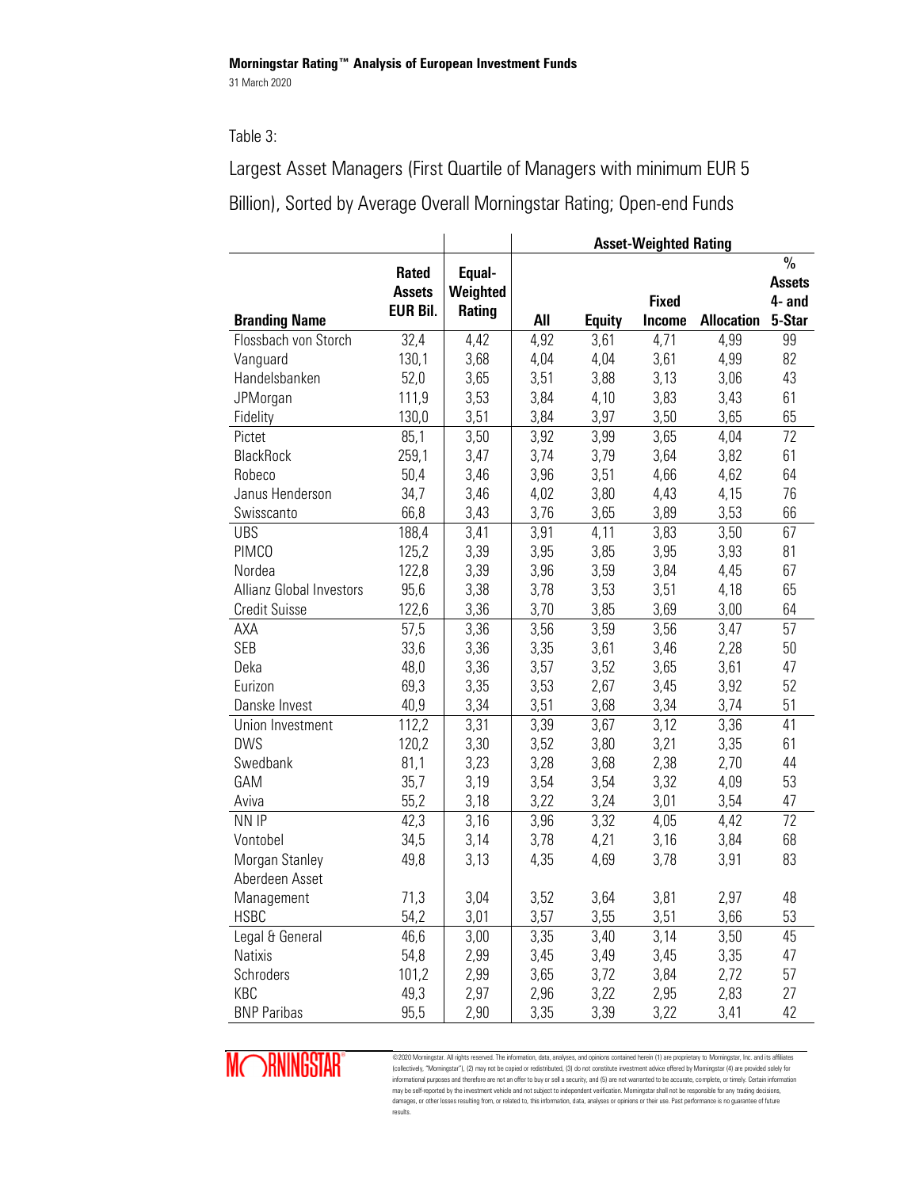Table 3:

Largest Asset Managers (First Quartile of Managers with minimum EUR 5 Billion), Sorted by Average Overall Morningstar Rating; Open-end Funds

| | | | Asset-Weighted Rating | | | | |
|---|---|---|---|---|---|---|---|
| **Branding Name** | **Rated Assets EUR Bil.** | **Equal-Weighted Rating** | **All** | **Equity** | **Fixed Income** | **Allocation** | **% Assets 4- and 5-Star** |
| Flossbach von Storch | 32,4 | 4,42 | 4,92 | 3,61 | 4,71 | 4,99 | 99 |
| Vanguard | 130,1 | 3,68 | 4,04 | 4,04 | 3,61 | 4,99 | 82 |
| Handelsbanken | 52,0 | 3,65 | 3,51 | 3,88 | 3,13 | 3,06 | 43 |
| JPMorgan | 111,9 | 3,53 | 3,84 | 4,10 | 3,83 | 3,43 | 61 |
| Fidelity | 130,0 | 3,51 | 3,84 | 3,97 | 3,50 | 3,65 | 65 |
| Pictet | 85,1 | 3,50 | 3,92 | 3,99 | 3,65 | 4,04 | 72 |
| BlackRock | 259,1 | 3,47 | 3,74 | 3,79 | 3,64 | 3,82 | 61 |
| Robeco | 50,4 | 3,46 | 3,96 | 3,51 | 4,66 | 4,62 | 64 |
| Janus Henderson | 34,7 | 3,46 | 4,02 | 3,80 | 4,43 | 4,15 | 76 |
| Swisscanto | 66,8 | 3,43 | 3,76 | 3,65 | 3,89 | 3,53 | 66 |
| UBS | 188,4 | 3,41 | 3,91 | 4,11 | 3,83 | 3,50 | 67 |
| PIMCO | 125,2 | 3,39 | 3,95 | 3,85 | 3,95 | 3,93 | 81 |
| Nordea | 122,8 | 3,39 | 3,96 | 3,59 | 3,84 | 4,45 | 67 |
| Allianz Global Investors | 95,6 | 3,38 | 3,78 | 3,53 | 3,51 | 4,18 | 65 |
| Credit Suisse | 122,6 | 3,36 | 3,70 | 3,85 | 3,69 | 3,00 | 64 |
| AXA | 57,5 | 3,36 | 3,56 | 3,59 | 3,56 | 3,47 | 57 |
| SEB | 33,6 | 3,36 | 3,35 | 3,61 | 3,46 | 2,28 | 50 |
| Deka | 48,0 | 3,36 | 3,57 | 3,52 | 3,65 | 3,61 | 47 |
| Eurizon | 69,3 | 3,35 | 3,53 | 2,67 | 3,45 | 3,92 | 52 |
| Danske Invest | 40,9 | 3,34 | 3,51 | 3,68 | 3,34 | 3,74 | 51 |
| Union Investment | 112,2 | 3,31 | 3,39 | 3,67 | 3,12 | 3,36 | 41 |
| DWS | 120,2 | 3,30 | 3,52 | 3,80 | 3,21 | 3,35 | 61 |
| Swedbank | 81,1 | 3,23 | 3,28 | 3,68 | 2,38 | 2,70 | 44 |
| GAM | 35,7 | 3,19 | 3,54 | 3,54 | 3,32 | 4,09 | 53 |
| Aviva | 55,2 | 3,18 | 3,22 | 3,24 | 3,01 | 3,54 | 47 |
| NN IP | 42,3 | 3,16 | 3,96 | 3,32 | 4,05 | 4,42 | 72 |
| Vontobel | 34,5 | 3,14 | 3,78 | 4,21 | 3,16 | 3,84 | 68 |
| Morgan Stanley | 49,8 | 3,13 | 4,35 | 4,69 | 3,78 | 3,91 | 83 |
| Aberdeen Asset Management | 71,3 | 3,04 | 3,52 | 3,64 | 3,81 | 2,97 | 48 |
| HSBC | 54,2 | 3,01 | 3,57 | 3,55 | 3,51 | 3,66 | 53 |
| Legal & General | 46,6 | 3,00 | 3,35 | 3,40 | 3,14 | 3,50 | 45 |
| Natixis | 54,8 | 2,99 | 3,45 | 3,49 | 3,45 | 3,35 | 47 |
| Schroders | 101,2 | 2,99 | 3,65 | 3,72 | 3,84 | 2,72 | 57 |
| KBC | 49,3 | 2,97 | 2,96 | 3,22 | 2,95 | 2,83 | 27 |
| BNP Paribas | 95,5 | 2,90 | 3,35 | 3,39 | 3,22 | 3,41 | 42 |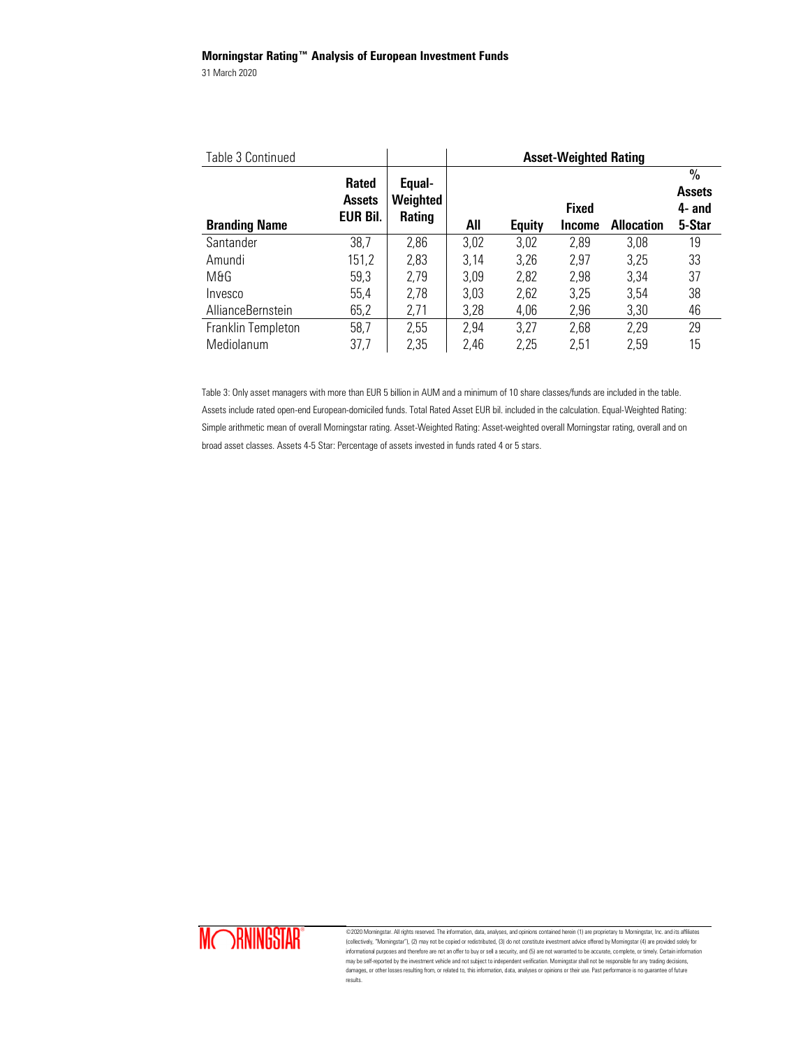| Table 3 Continued | | | Asset-Weighted Rating | | | | |
|---|---|---|---|---|---|---|---|
| **Branding Name** | **Rated Assets EUR Bil.** | **Equal-Weighted Rating** | **All** | **Equity** | **Fixed Income** | **Allocation** | **% Assets 4- and 5-Star** |
| Santander | 38,7 | 2,86 | 3,02 | 3,02 | 2,89 | 3,08 | 19 |
| Amundi | 151,2 | 2,83 | 3,14 | 3,26 | 2,97 | 3,25 | 33 |
| M&G | 59,3 | 2,79 | 3,09 | 2,82 | 2,98 | 3,34 | 37 |
| Invesco | 55,4 | 2,78 | 3,03 | 2,62 | 3,25 | 3,54 | 38 |
| AllianceBernstein | 65,2 | 2,71 | 3,28 | 4,06 | 2,96 | 3,30 | 46 |
| Franklin Templeton | 58,7 | 2,55 | 2,94 | 3,27 | 2,68 | 2,29 | 29 |
| Mediolanum | 37,7 | 2,35 | 2,46 | 2,25 | 2,51 | 2,59 | 15 |

Table 3: Only asset managers with more than EUR 5 billion in AUM and a minimum of 10 share classes/funds are included in the table. Assets include rated open-end European-domiciled funds. Total Rated Asset EUR bil. included in the calculation. Equal-Weighted Rating: Simple arithmetic mean of overall Morningstar rating. Asset-Weighted Rating: Asset-weighted overall Morningstar rating, overall and on broad asset classes. Assets 4-5 Star: Percentage of assets invested in funds rated 4 or 5 stars.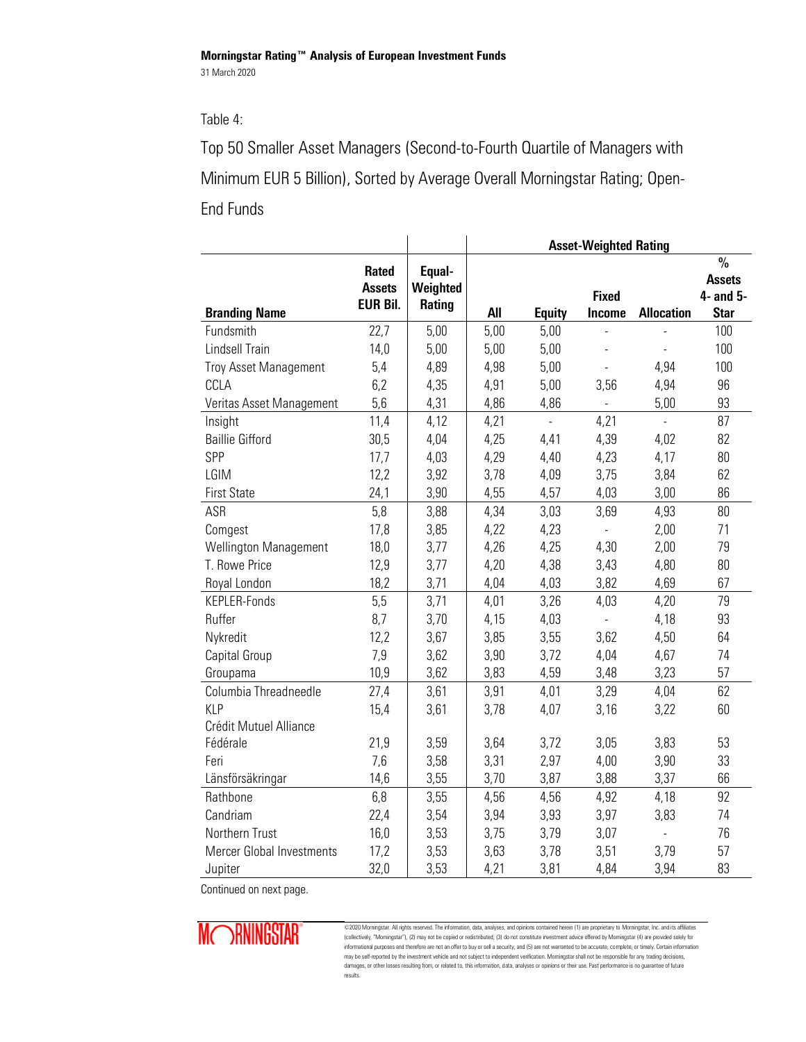Table 4:

Top 50 Smaller Asset Managers (Second-to-Fourth Quartile of Managers with Minimum EUR 5 Billion), Sorted by Average Overall Morningstar Rating; Open-End Funds

| | | | Asset-Weighted Rating | | | | |
|---|---|---|---|---|---|---|---|
| **Branding Name** | **Rated Assets EUR Bil.** | **Equal-Weighted Rating** | **All** | **Equity** | **Fixed Income** | **Allocation** | **% Assets 4- and 5-Star** |
| Fundsmith | 22,7 | 5,00 | 5,00 | 5,00 | - | - | 100 |
| Lindsell Train | 14,0 | 5,00 | 5,00 | 5,00 | - | - | 100 |
| Troy Asset Management | 5,4 | 4,89 | 4,98 | 5,00 | - | 4,94 | 100 |
| CCLA | 6,2 | 4,35 | 4,91 | 5,00 | 3,56 | 4,94 | 96 |
| Veritas Asset Management | 5,6 | 4,31 | 4,86 | 4,86 | - | 5,00 | 93 |
| Insight | 11,4 | 4,12 | 4,21 | - | 4,21 | - | 87 |
| Baillie Gifford | 30,5 | 4,04 | 4,25 | 4,41 | 4,39 | 4,02 | 82 |
| SPP | 17,7 | 4,03 | 4,29 | 4,40 | 4,23 | 4,17 | 80 |
| LGIM | 12,2 | 3,92 | 3,78 | 4,09 | 3,75 | 3,84 | 62 |
| First State | 24,1 | 3,90 | 4,55 | 4,57 | 4,03 | 3,00 | 86 |
| ASR | 5,8 | 3,88 | 4,34 | 3,03 | 3,69 | 4,93 | 80 |
| Comgest | 17,8 | 3,85 | 4,22 | 4,23 | - | 2,00 | 71 |
| Wellington Management | 18,0 | 3,77 | 4,26 | 4,25 | 4,30 | 2,00 | 79 |
| T. Rowe Price | 12,9 | 3,77 | 4,20 | 4,38 | 3,43 | 4,80 | 80 |
| Royal London | 18,2 | 3,71 | 4,04 | 4,03 | 3,82 | 4,69 | 67 |
| KEPLER-Fonds | 5,5 | 3,71 | 4,01 | 3,26 | 4,03 | 4,20 | 79 |
| Ruffer | 8,7 | 3,70 | 4,15 | 4,03 | - | 4,18 | 93 |
| Nykredit | 12,2 | 3,67 | 3,85 | 3,55 | 3,62 | 4,50 | 64 |
| Capital Group | 7,9 | 3,62 | 3,90 | 3,72 | 4,04 | 4,67 | 74 |
| Groupama | 10,9 | 3,62 | 3,83 | 4,59 | 3,48 | 3,23 | 57 |
| Columbia Threadneedle | 27,4 | 3,61 | 3,91 | 4,01 | 3,29 | 4,04 | 62 |
| KLP | 15,4 | 3,61 | 3,78 | 4,07 | 3,16 | 3,22 | 60 |
| Crédit Mutuel Alliance Fédérale | 21,9 | 3,59 | 3,64 | 3,72 | 3,05 | 3,83 | 53 |
| Feri | 7,6 | 3,58 | 3,31 | 2,97 | 4,00 | 3,90 | 33 |
| Länsförsäkringar | 14,6 | 3,55 | 3,70 | 3,87 | 3,88 | 3,37 | 66 |
| Rathbone | 6,8 | 3,55 | 4,56 | 4,56 | 4,92 | 4,18 | 92 |
| Candriam | 22,4 | 3,54 | 3,94 | 3,93 | 3,97 | 3,83 | 74 |
| Northern Trust | 16,0 | 3,53 | 3,75 | 3,79 | 3,07 | - | 76 |
| Mercer Global Investments | 17,2 | 3,53 | 3,63 | 3,78 | 3,51 | 3,79 | 57 |
| Jupiter | 32,0 | 3,53 | 4,21 | 3,81 | 4,84 | 3,94 | 83 |

Continued on next page.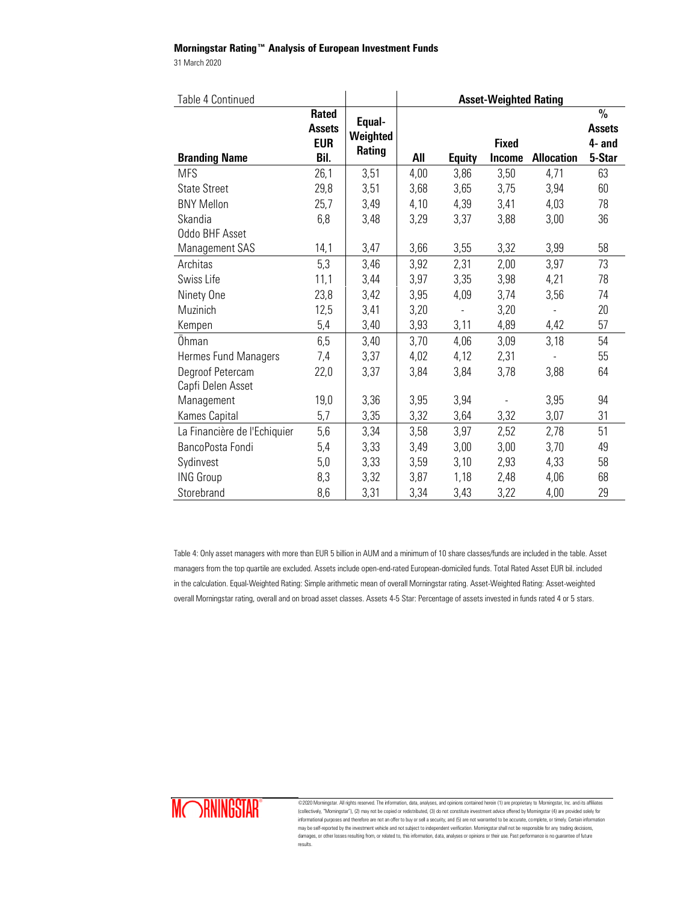Table 4 Continued

| Branding Name | Rated Assets EUR Bil. | Equal-Weighted Rating | Asset-Weighted Rating All | Equity | Fixed Income | Allocation | % Assets 4- and 5-Star |
|---|---|---|---|---|---|---|---|
| MFS | 26,1 | 3,51 | 4,00 | 3,86 | 3,50 | 4,71 | 63 |
| State Street | 29,8 | 3,51 | 3,68 | 3,65 | 3,75 | 3,94 | 60 |
| BNY Mellon | 25,7 | 3,49 | 4,10 | 4,39 | 3,41 | 4,03 | 78 |
| Skandia | 6,8 | 3,48 | 3,29 | 3,37 | 3,88 | 3,00 | 36 |
| Oddo BHF Asset Management SAS | 14,1 | 3,47 | 3,66 | 3,55 | 3,32 | 3,99 | 58 |
| Architas | 5,3 | 3,46 | 3,92 | 2,31 | 2,00 | 3,97 | 73 |
| Swiss Life | 11,1 | 3,44 | 3,97 | 3,35 | 3,98 | 4,21 | 78 |
| Ninety One | 23,8 | 3,42 | 3,95 | 4,09 | 3,74 | 3,56 | 74 |
| Muzinich | 12,5 | 3,41 | 3,20 | - | 3,20 | - | 20 |
| Kempen | 5,4 | 3,40 | 3,93 | 3,11 | 4,89 | 4,42 | 57 |
| Öhman | 6,5 | 3,40 | 3,70 | 4,06 | 3,09 | 3,18 | 54 |
| Hermes Fund Managers | 7,4 | 3,37 | 4,02 | 4,12 | 2,31 | - | 55 |
| Degroof Petercam | 22,0 | 3,37 | 3,84 | 3,84 | 3,78 | 3,88 | 64 |
| Capfi Delen Asset Management | 19,0 | 3,36 | 3,95 | 3,94 | - | 3,95 | 94 |
| Kames Capital | 5,7 | 3,35 | 3,32 | 3,64 | 3,32 | 3,07 | 31 |
| La Financière de l'Echiquier | 5,6 | 3,34 | 3,58 | 3,97 | 2,52 | 2,78 | 51 |
| BancoPosta Fondi | 5,4 | 3,33 | 3,49 | 3,00 | 3,00 | 3,70 | 49 |
| Sydinvest | 5,0 | 3,33 | 3,59 | 3,10 | 2,93 | 4,33 | 58 |
| ING Group | 8,3 | 3,32 | 3,87 | 1,18 | 2,48 | 4,06 | 68 |
| Storebrand | 8,6 | 3,31 | 3,34 | 3,43 | 3,22 | 4,00 | 29 |

Table 4: Only asset managers with more than EUR 5 billion in AUM and a minimum of 10 share classes/funds are included in the table. Asset managers from the top quartile are excluded. Assets include open-end-rated European-domiciled funds. Total Rated Asset EUR bil. included in the calculation. Equal-Weighted Rating: Simple arithmetic mean of overall Morningstar rating. Asset-Weighted Rating: Asset-weighted overall Morningstar rating, overall and on broad asset classes. Assets 4-5 Star: Percentage of assets invested in funds rated 4 or 5 stars.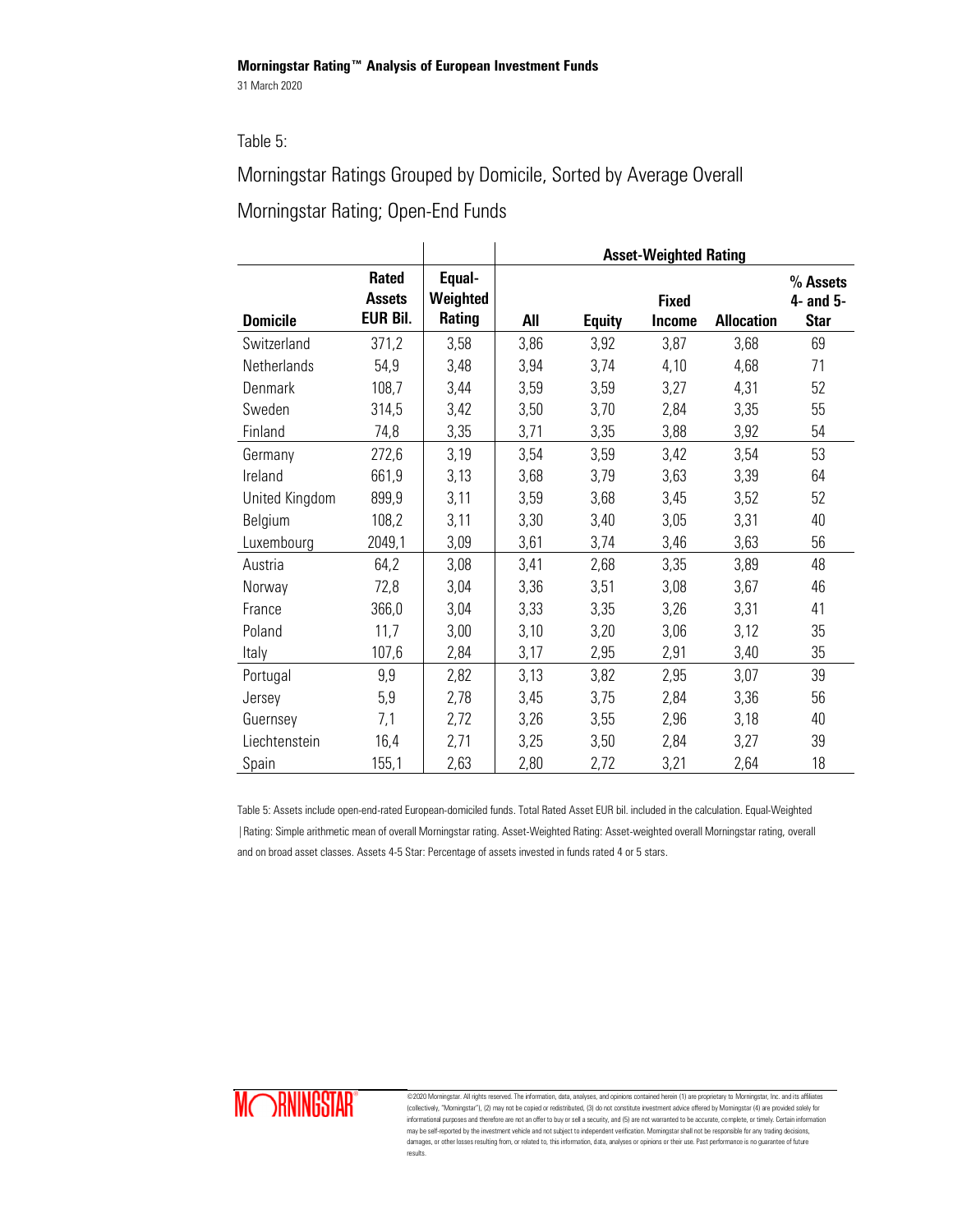Table 5:

Morningstar Ratings Grouped by Domicile, Sorted by Average Overall Morningstar Rating; Open-End Funds

| Domicile | Rated Assets EUR Bil. | Equal-Weighted Rating | Asset-Weighted Rating | | | | |
|---|---|---|---|---|---|---|---|
| | | | All | Equity | Fixed Income | Allocation | % Assets 4- and 5-Star |
| Switzerland | 371,2 | 3,58 | 3,86 | 3,92 | 3,87 | 3,68 | 69 |
| Netherlands | 54,9 | 3,48 | 3,94 | 3,74 | 4,10 | 4,68 | 71 |
| Denmark | 108,7 | 3,44 | 3,59 | 3,59 | 3,27 | 4,31 | 52 |
| Sweden | 314,5 | 3,42 | 3,50 | 3,70 | 2,84 | 3,35 | 55 |
| Finland | 74,8 | 3,35 | 3,71 | 3,35 | 3,88 | 3,92 | 54 |
| Germany | 272,6 | 3,19 | 3,54 | 3,59 | 3,42 | 3,54 | 53 |
| Ireland | 661,9 | 3,13 | 3,68 | 3,79 | 3,63 | 3,39 | 64 |
| United Kingdom | 899,9 | 3,11 | 3,59 | 3,68 | 3,45 | 3,52 | 52 |
| Belgium | 108,2 | 3,11 | 3,30 | 3,40 | 3,05 | 3,31 | 40 |
| Luxembourg | 2049,1 | 3,09 | 3,61 | 3,74 | 3,46 | 3,63 | 56 |
| Austria | 64,2 | 3,08 | 3,41 | 2,68 | 3,35 | 3,89 | 48 |
| Norway | 72,8 | 3,04 | 3,36 | 3,51 | 3,08 | 3,67 | 46 |
| France | 366,0 | 3,04 | 3,33 | 3,35 | 3,26 | 3,31 | 41 |
| Poland | 11,7 | 3,00 | 3,10 | 3,20 | 3,06 | 3,12 | 35 |
| Italy | 107,6 | 2,84 | 3,17 | 2,95 | 2,91 | 3,40 | 35 |
| Portugal | 9,9 | 2,82 | 3,13 | 3,82 | 2,95 | 3,07 | 39 |
| Jersey | 5,9 | 2,78 | 3,45 | 3,75 | 2,84 | 3,36 | 56 |
| Guernsey | 7,1 | 2,72 | 3,26 | 3,55 | 2,96 | 3,18 | 40 |
| Liechtenstein | 16,4 | 2,71 | 3,25 | 3,50 | 2,84 | 3,27 | 39 |
| Spain | 155,1 | 2,63 | 2,80 | 2,72 | 3,21 | 2,64 | 18 |

Table 5: Assets include open-end-rated European-domiciled funds. Total Rated Asset EUR bil. included in the calculation. Equal-Weighted Rating: Simple arithmetic mean of overall Morningstar rating. Asset-Weighted Rating: Asset-weighted overall Morningstar rating, overall and on broad asset classes. Assets 4-5 Star: Percentage of assets invested in funds rated 4 or 5 stars.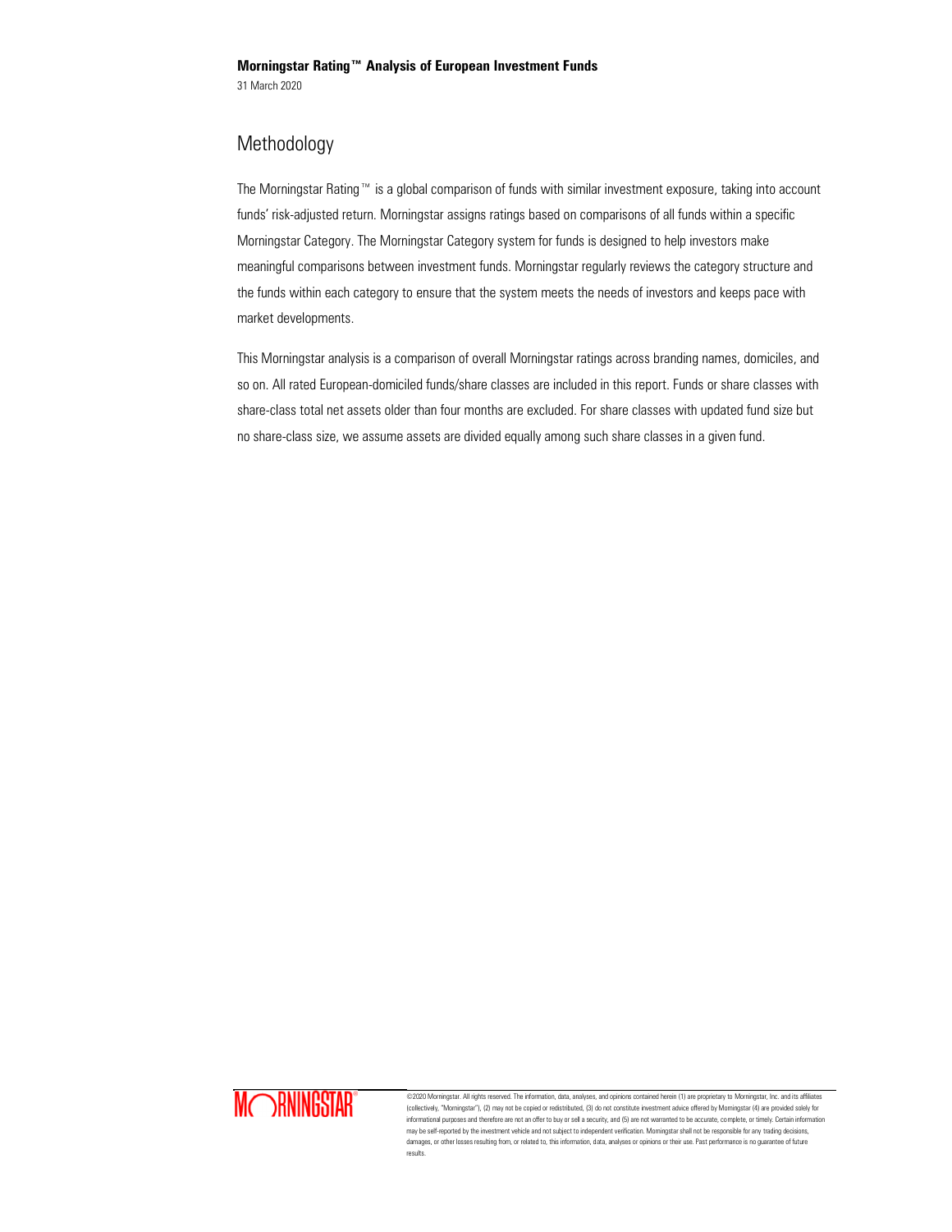## Methodology

The Morningstar Rating™ is a global comparison of funds with similar investment exposure, taking into account funds' risk-adjusted return. Morningstar assigns ratings based on comparisons of all funds within a specific Morningstar Category. The Morningstar Category system for funds is designed to help investors make meaningful comparisons between investment funds. Morningstar regularly reviews the category structure and the funds within each category to ensure that the system meets the needs of investors and keeps pace with market developments.

This Morningstar analysis is a comparison of overall Morningstar ratings across branding names, domiciles, and so on. All rated European-domiciled funds/share classes are included in this report. Funds or share classes with share-class total net assets older than four months are excluded. For share classes with updated fund size but no share-class size, we assume assets are divided equally among such share classes in a given fund.

©2020 Morningstar. All rights reserved. The information, data, analyses, and opinions contained herein (1) are proprietary to Morningstar, Inc. and its affiliates (collectively, "Morningstar"), (2) may not be copied or redistributed, (3) do not constitute investment advice offered by Morningstar (4) are provided solely for informational purposes and therefore are not an offer to buy or sell a security, and (5) are not warranted to be accurate, complete, or timely. Certain information may be self-reported by the investment vehicle and not subject to independent verification. Morningstar shall not be responsible for any trading decisions, damages, or other losses resulting from, or related to, this information, data, analyses or opinions or their use. Past performance is no guarantee of future results.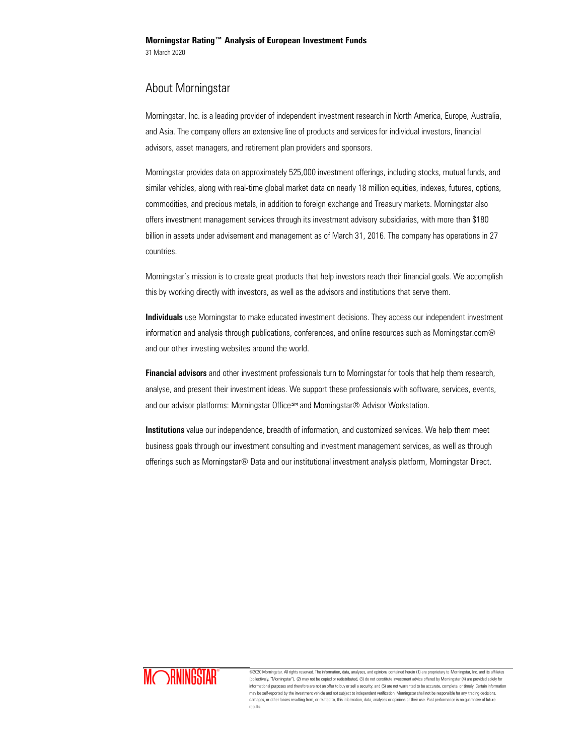## About Morningstar

Morningstar, Inc. is a leading provider of independent investment research in North America, Europe, Australia, and Asia. The company offers an extensive line of products and services for individual investors, financial advisors, asset managers, and retirement plan providers and sponsors.

Morningstar provides data on approximately 525,000 investment offerings, including stocks, mutual funds, and similar vehicles, along with real-time global market data on nearly 18 million equities, indexes, futures, options, commodities, and precious metals, in addition to foreign exchange and Treasury markets. Morningstar also offers investment management services through its investment advisory subsidiaries, with more than $180 billion in assets under advisement and management as of March 31, 2016. The company has operations in 27 countries.

Morningstar's mission is to create great products that help investors reach their financial goals. We accomplish this by working directly with investors, as well as the advisors and institutions that serve them.

**Individuals** use Morningstar to make educated investment decisions. They access our independent investment information and analysis through publications, conferences, and online resources such as Morningstar.com® and our other investing websites around the world.

**Financial advisors** and other investment professionals turn to Morningstar for tools that help them research, analyse, and present their investment ideas. We support these professionals with software, services, events, and our advisor platforms: Morningstar Office℠ and Morningstar® Advisor Workstation.

**Institutions** value our independence, breadth of information, and customized services. We help them meet business goals through our investment consulting and investment management services, as well as through offerings such as Morningstar® Data and our institutional investment analysis platform, Morningstar Direct.

©2020 Morningstar. All rights reserved. The information, data, analyses, and opinions contained herein (1) are proprietary to Morningstar, Inc. and its affiliates (collectively, "Morningstar"), (2) may not be copied or redistributed, (3) do not constitute investment advice offered by Morningstar (4) are provided solely for informational purposes and therefore are not an offer to buy or sell a security, and (5) are not warranted to be accurate, complete, or timely. Certain information may be self-reported by the investment vehicle and not subject to independent verification. Morningstar shall not be responsible for any trading decisions, damages, or other losses resulting from, or related to, this information, data, analyses or opinions or their use. Past performance is no guarantee of future results.